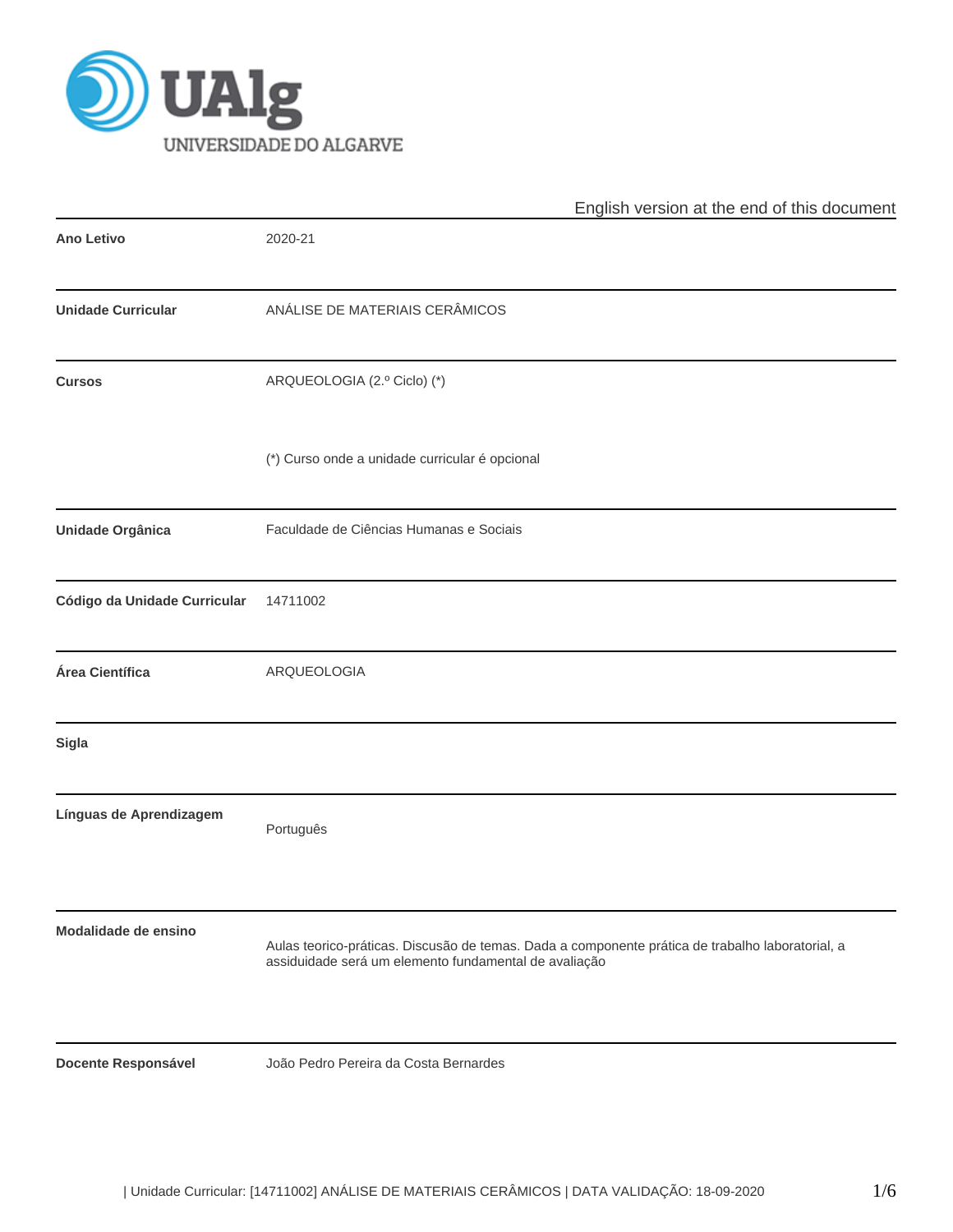English version at the end of this document

| | |
|---|---|
| **Ano Letivo** | 2020-21 |
| **Unidade Curricular** | ANÁLISE DE MATERIAIS CERÂMICOS |
| **Cursos** | ARQUEOLOGIA (2.º Ciclo) (*)<br><br>(*) Curso onde a unidade curricular é opcional |
| **Unidade Orgânica** | Faculdade de Ciências Humanas e Sociais |
| **Código da Unidade Curricular** | 14711002 |
| **Área Científica** | ARQUEOLOGIA |
| **Sigla** | |
| **Línguas de Aprendizagem** | Português |
| **Modalidade de ensino** | Aulas teorico-práticas. Discusão de temas. Dada a componente prática de trabalho laboratorial, a assiduidade será um elemento fundamental de avaliação |
| **Docente Responsável** | João Pedro Pereira da Costa Bernardes |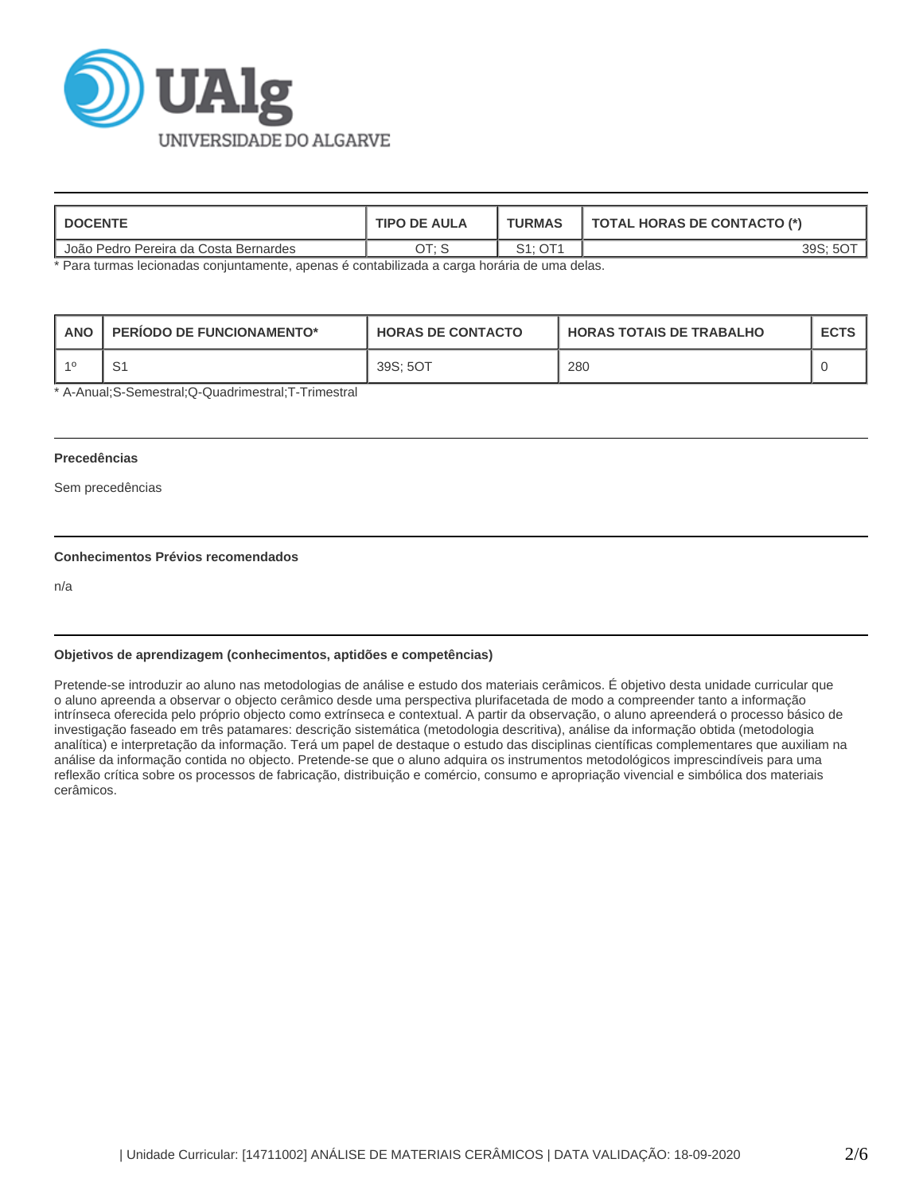| DOCENTE | TIPO DE AULA | TURMAS | TOTAL HORAS DE CONTACTO (*) |
|---|---|---|---|
| João Pedro Pereira da Costa Bernardes | OT; S | S1; OT1 | 39S; 5OT |

* Para turmas lecionadas conjuntamente, apenas é contabilizada a carga horária de uma delas.

| ANO | PERÍODO DE FUNCIONAMENTO* | HORAS DE CONTACTO | HORAS TOTAIS DE TRABALHO | ECTS |
|---|---|---|---|---|
| 1º | S1 | 39S; 5OT | 280 | 0 |

* A-Anual;S-Semestral;Q-Quadrimestral;T-Trimestral

### Precedências

Sem precedências

### Conhecimentos Prévios recomendados

n/a

### Objetivos de aprendizagem (conhecimentos, aptidões e competências)

Pretende-se introduzir ao aluno nas metodologias de análise e estudo dos materiais cerâmicos. É objetivo desta unidade curricular que o aluno apreenda a observar o objecto cerâmico desde uma perspectiva plurifacetada de modo a compreender tanto a informação intrínseca oferecida pelo próprio objecto como extrínseca e contextual. A partir da observação, o aluno apreenderá o processo básico de investigação faseado em três patamares: descrição sistemática (metodologia descritiva), análise da informação obtida (metodologia analítica) e interpretação da informação. Terá um papel de destaque o estudo das disciplinas científicas complementares que auxiliam na análise da informação contida no objecto. Pretende-se que o aluno adquira os instrumentos metodológicos imprescindíveis para uma reflexão crítica sobre os processos de fabricação, distribuição e comércio, consumo e apropriação vivencial e simbólica dos materiais cerâmicos.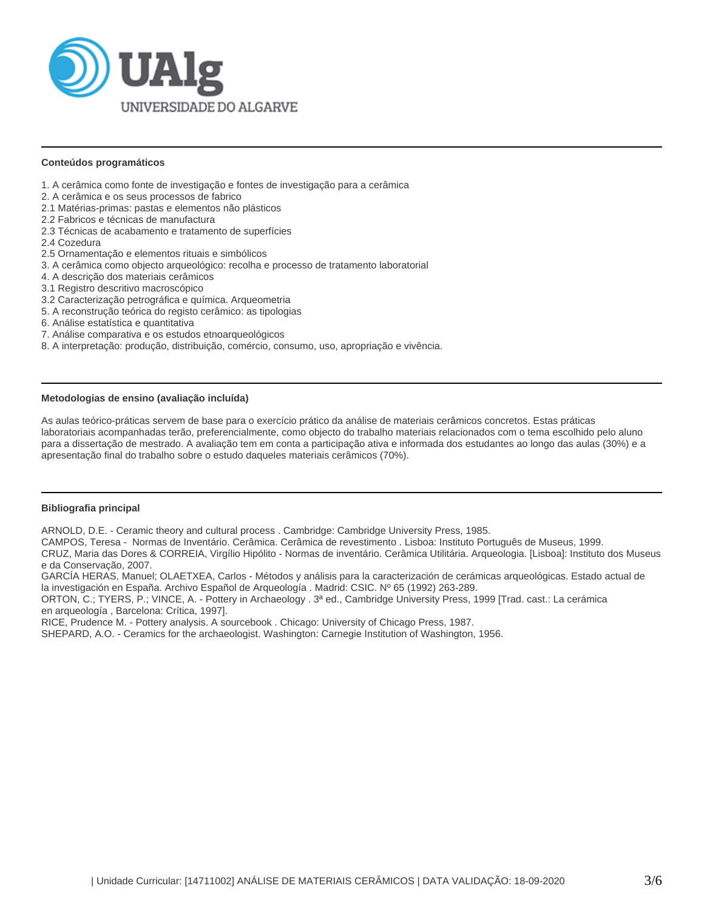### Conteúdos programáticos

1. A cerâmica como fonte de investigação e fontes de investigação para a cerâmica
2. A cerâmica e os seus processos de fabrico
2.1 Matérias-primas: pastas e elementos não plásticos
2.2 Fabricos e técnicas de manufactura
2.3 Técnicas de acabamento e tratamento de superfícies
2.4 Cozedura
2.5 Ornamentação e elementos rituais e simbólicos
3. A cerâmica como objecto arqueológico: recolha e processo de tratamento laboratorial
4. A descrição dos materiais cerâmicos
3.1 Registro descritivo macroscópico
3.2 Caracterização petrográfica e química. Arqueometria
5. A reconstrução teórica do registo cerâmico: as tipologias
6. Análise estatística e quantitativa
7. Análise comparativa e os estudos etnoarqueológicos
8. A interpretação: produção, distribuição, comércio, consumo, uso, apropriação e vivência.

### Metodologias de ensino (avaliação incluída)

As aulas teórico-práticas servem de base para o exercício prático da análise de materiais cerâmicos concretos. Estas práticas laboratoriais acompanhadas terão, preferencialmente, como objecto do trabalho materiais relacionados com o tema escolhido pelo aluno para a dissertação de mestrado. A avaliação tem em conta a participação ativa e informada dos estudantes ao longo das aulas (30%) e a apresentação final do trabalho sobre o estudo daqueles materiais cerâmicos (70%).

### Bibliografia principal

ARNOLD, D.E. - Ceramic theory and cultural process . Cambridge: Cambridge University Press, 1985.
CAMPOS, Teresa - Normas de Inventário. Cerâmica. Cerâmica de revestimento . Lisboa: Instituto Português de Museus, 1999.
CRUZ, Maria das Dores & CORREIA, Virgílio Hipólito - Normas de inventário. Cerâmica Utilitária. Arqueologia. [Lisboa]: Instituto dos Museus e da Conservação, 2007.
GARCÍA HERAS, Manuel; OLAETXEA, Carlos - Métodos y análisis para la caracterización de cerámicas arqueológicas. Estado actual de la investigación en España. Archivo Español de Arqueología . Madrid: CSIC. Nº 65 (1992) 263-289.
ORTON, C.; TYERS, P.; VINCE, A. - Pottery in Archaeology . 3ª ed., Cambridge University Press, 1999 [Trad. cast.: La cerámica en arqueología , Barcelona: Crítica, 1997].
RICE, Prudence M. - Pottery analysis. A sourcebook . Chicago: University of Chicago Press, 1987.
SHEPARD, A.O. - Ceramics for the archaeologist. Washington: Carnegie Institution of Washington, 1956.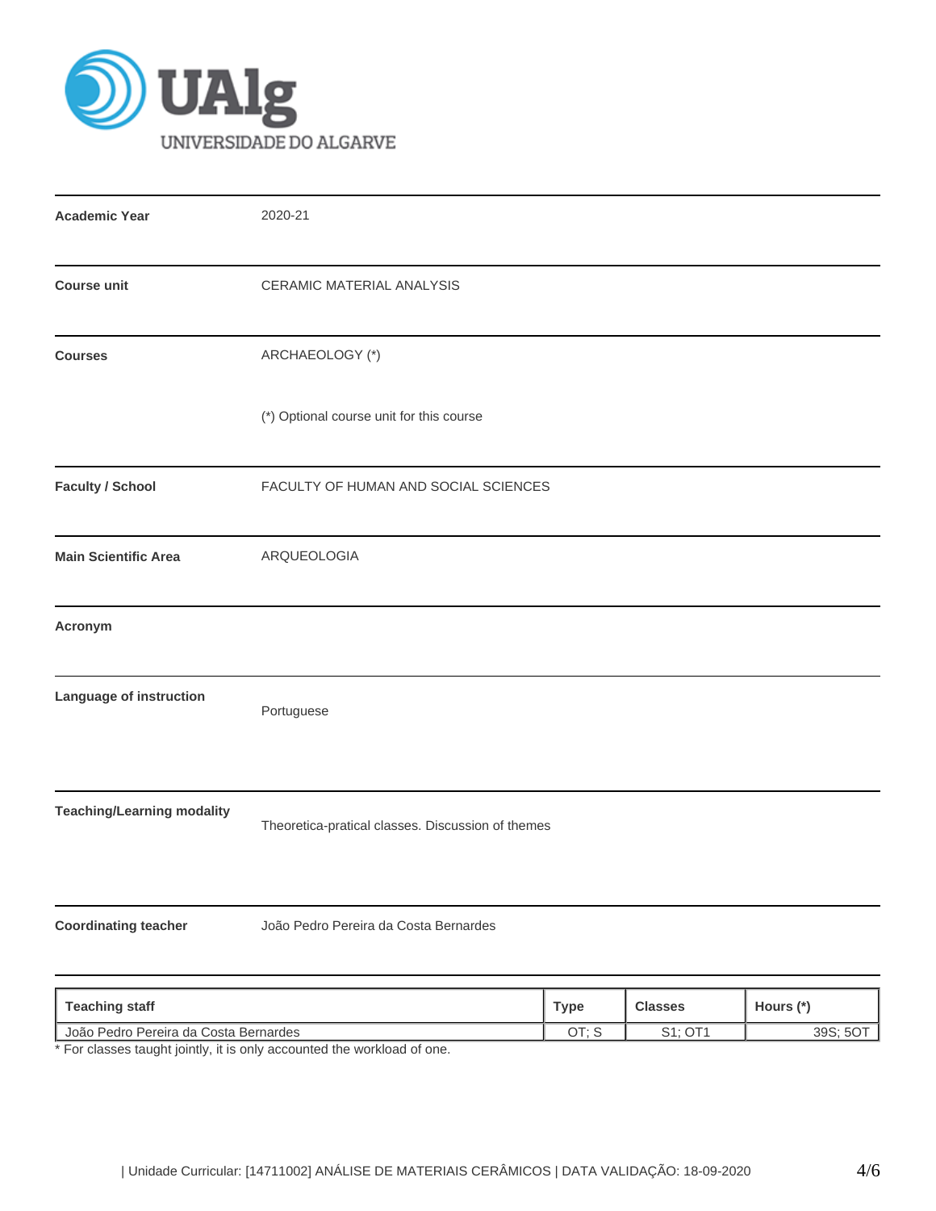UAlg UNIVERSIDADE DO ALGARVE

| | |
|---|---|
| **Academic Year** | 2020-21 |
| **Course unit** | CERAMIC MATERIAL ANALYSIS |
| **Courses** | ARCHAEOLOGY (*)<br><br>(*) Optional course unit for this course |
| **Faculty / School** | FACULTY OF HUMAN AND SOCIAL SCIENCES |
| **Main Scientific Area** | ARQUEOLOGIA |
| **Acronym** | |
| **Language of instruction** | Portuguese |
| **Teaching/Learning modality** | Theoretica-pratical classes. Discussion of themes |
| **Coordinating teacher** | João Pedro Pereira da Costa Bernardes |

| Teaching staff | Type | Classes | Hours (*) |
|---|---|---|---|
| João Pedro Pereira da Costa Bernardes | OT; S | S1; OT1 | 39S; 5OT |

* For classes taught jointly, it is only accounted the workload of one.

| Unidade Curricular: [14711002] ANÁLISE DE MATERIAIS CERÂMICOS | DATA VALIDAÇÃO: 18-09-2020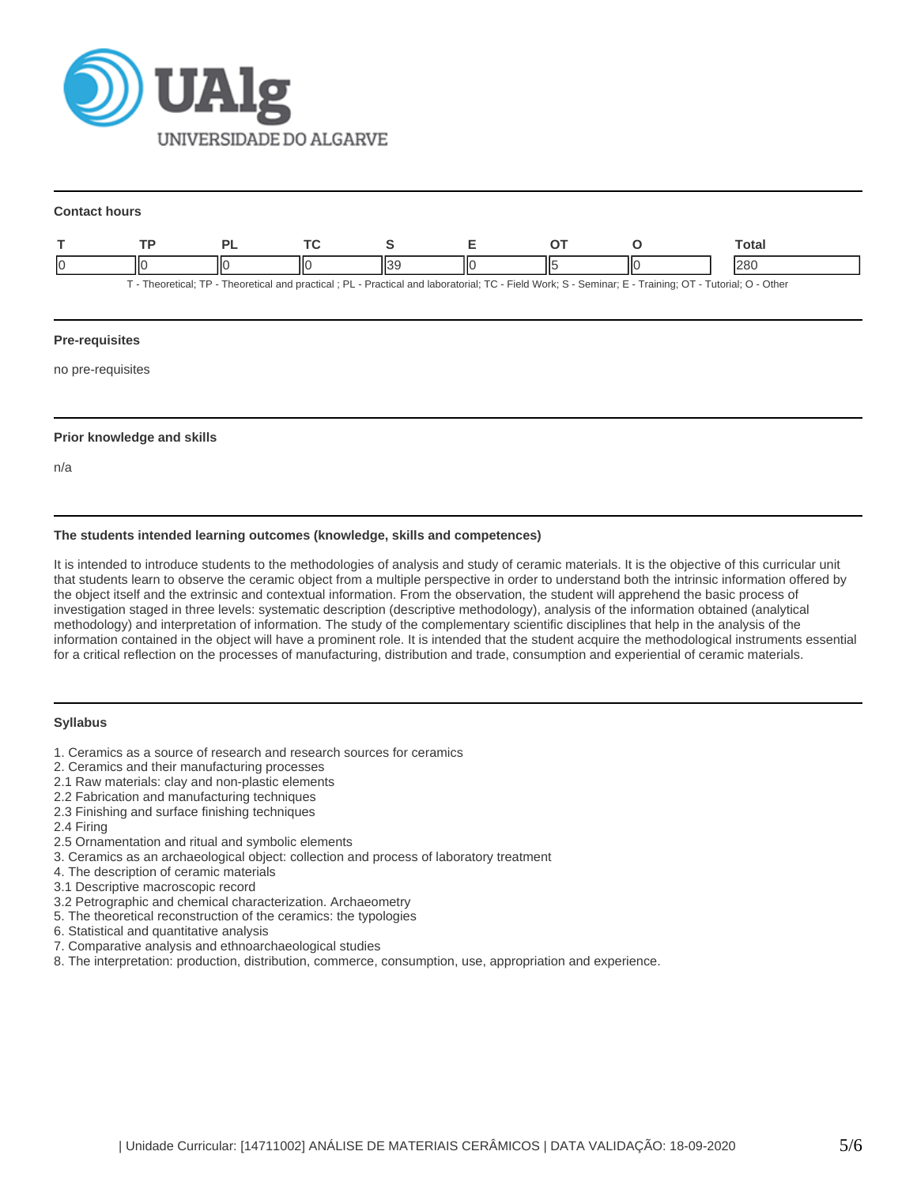#### Contact hours

| T | TP | PL | TC | S | E | OT | O | Total |
|---|---|---|---|---|---|---|---|---|
| 0 | 0 | 0 | 0 | 39 | 0 | 5 | 0 | 280 |

T - Theoretical; TP - Theoretical and practical ; PL - Practical and laboratorial; TC - Field Work; S - Seminar; E - Training; OT - Tutorial; O - Other

#### Pre-requisites

no pre-requisites

#### Prior knowledge and skills

n/a

#### The students intended learning outcomes (knowledge, skills and competences)

It is intended to introduce students to the methodologies of analysis and study of ceramic materials. It is the objective of this curricular unit that students learn to observe the ceramic object from a multiple perspective in order to understand both the intrinsic information offered by the object itself and the extrinsic and contextual information. From the observation, the student will apprehend the basic process of investigation staged in three levels: systematic description (descriptive methodology), analysis of the information obtained (analytical methodology) and interpretation of information. The study of the complementary scientific disciplines that help in the analysis of the information contained in the object will have a prominent role. It is intended that the student acquire the methodological instruments essential for a critical reflection on the processes of manufacturing, distribution and trade, consumption and experiential of ceramic materials.

#### Syllabus

1. Ceramics as a source of research and research sources for ceramics
2. Ceramics and their manufacturing processes
2.1 Raw materials: clay and non-plastic elements
2.2 Fabrication and manufacturing techniques
2.3 Finishing and surface finishing techniques
2.4 Firing
2.5 Ornamentation and ritual and symbolic elements
3. Ceramics as an archaeological object: collection and process of laboratory treatment
4. The description of ceramic materials
3.1 Descriptive macroscopic record
3.2 Petrographic and chemical characterization. Archaeometry
5. The theoretical reconstruction of the ceramics: the typologies
6. Statistical and quantitative analysis
7. Comparative analysis and ethnoarchaeological studies
8. The interpretation: production, distribution, commerce, consumption, use, appropriation and experience.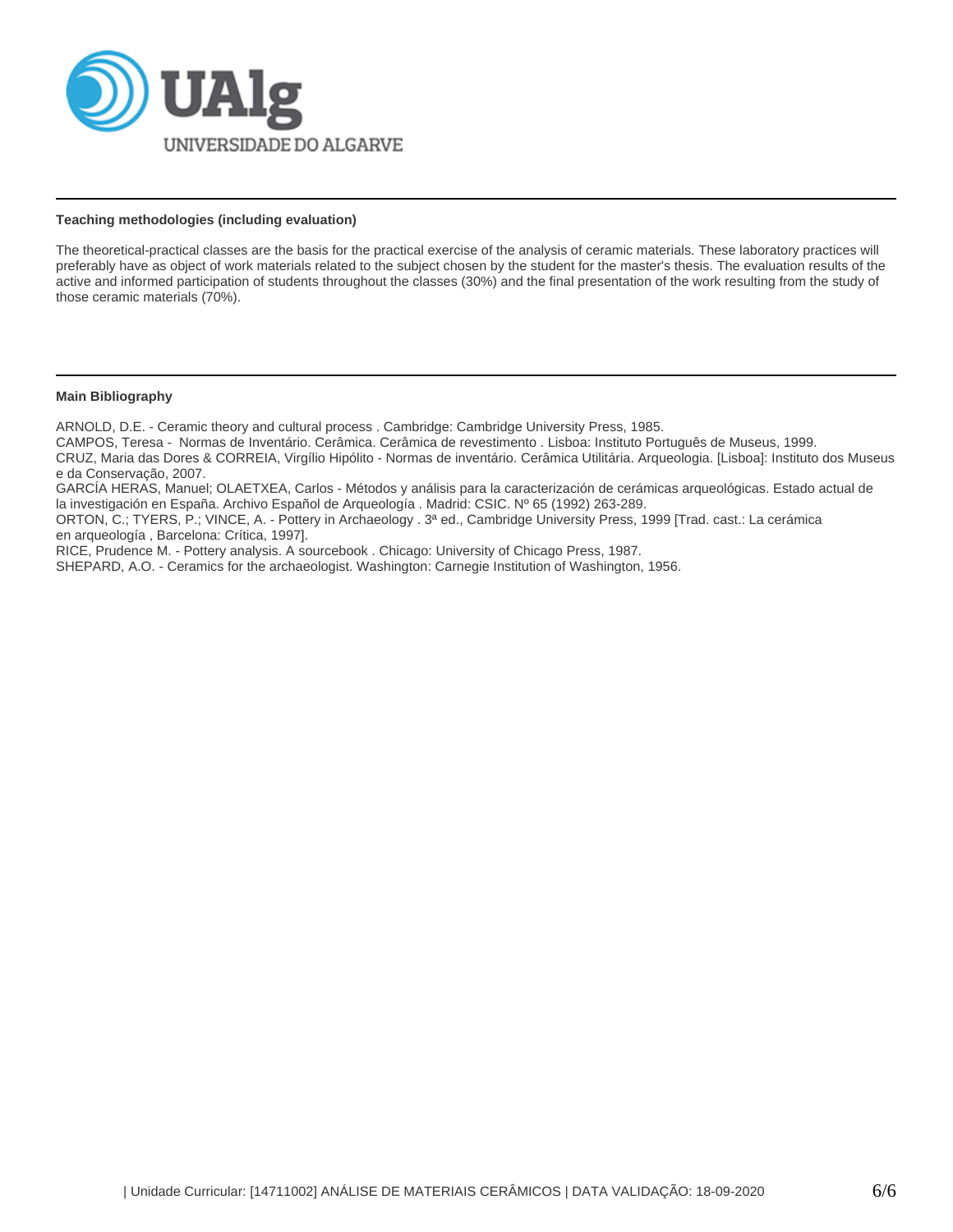#### Teaching methodologies (including evaluation)

The theoretical-practical classes are the basis for the practical exercise of the analysis of ceramic materials. These laboratory practices will preferably have as object of work materials related to the subject chosen by the student for the master's thesis. The evaluation results of the active and informed participation of students throughout the classes (30%) and the final presentation of the work resulting from the study of those ceramic materials (70%).

#### Main Bibliography

ARNOLD, D.E. - Ceramic theory and cultural process . Cambridge: Cambridge University Press, 1985.
CAMPOS, Teresa - Normas de Inventário. Cerâmica. Cerâmica de revestimento . Lisboa: Instituto Português de Museus, 1999.
CRUZ, Maria das Dores & CORREIA, Virgílio Hipólito - Normas de inventário. Cerâmica Utilitária. Arqueologia. [Lisboa]: Instituto dos Museus e da Conservação, 2007.
GARCÍA HERAS, Manuel; OLAETXEA, Carlos - Métodos y análisis para la caracterización de cerámicas arqueológicas. Estado actual de la investigación en España. Archivo Español de Arqueología . Madrid: CSIC. Nº 65 (1992) 263-289.
ORTON, C.; TYERS, P.; VINCE, A. - Pottery in Archaeology . 3ª ed., Cambridge University Press, 1999 [Trad. cast.: La cerámica en arqueología , Barcelona: Crítica, 1997].
RICE, Prudence M. - Pottery analysis. A sourcebook . Chicago: University of Chicago Press, 1987.
SHEPARD, A.O. - Ceramics for the archaeologist. Washington: Carnegie Institution of Washington, 1956.